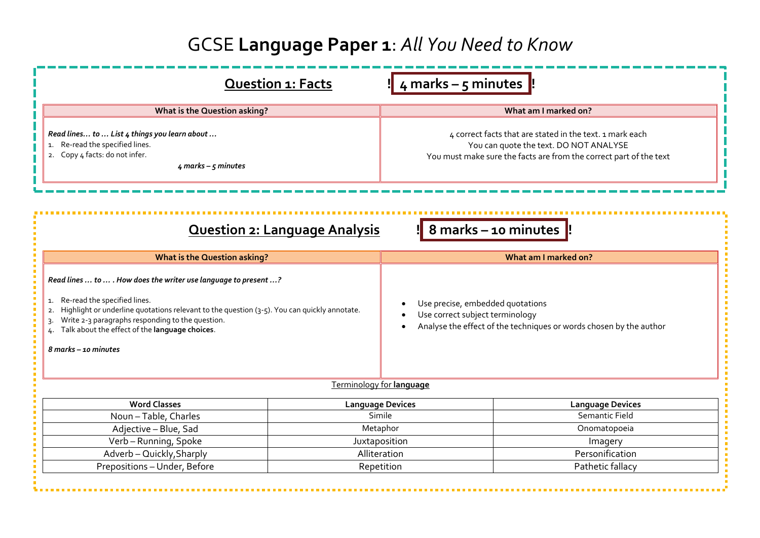# GCSE **Language Paper 1**: *All You Need to Know*

## Question 1: Facts

**! 4 marks – 5 minutes !**

| What is the Question asking? | What am I marked on? |
|---|---|
| *Read lines… to … List 4 things you learn about …*<br>1. Re-read the specified lines.<br>2. Copy 4 facts: do not infer.<br>*4 marks – 5 minutes* | 4 correct facts that are stated in the text. 1 mark each<br>You can quote the text. DO NOT ANALYSE<br>You must make sure the facts are from the correct part of the text |

## Question 2: Language Analysis

**! 8 marks – 10 minutes !**

| What is the Question asking? | What am I marked on? |
|---|---|
| *Read lines … to … . How does the writer use language to present …?*<br>1. Re-read the specified lines.<br>2. Highlight or underline quotations relevant to the question (3-5). You can quickly annotate.<br>3. Write 2-3 paragraphs responding to the question.<br>4. Talk about the effect of the **language choices**.<br>*8 marks – 10 minutes* | • Use precise, embedded quotations<br>• Use correct subject terminology<br>• Analyse the effect of the techniques or words chosen by the author |

Terminology for **language**

| Word Classes | Language Devices | Language Devices |
|---|---|---|
| Noun – Table, Charles | Simile | Semantic Field |
| Adjective – Blue, Sad | Metaphor | Onomatopoeia |
| Verb – Running, Spoke | Juxtaposition | Imagery |
| Adverb – Quickly,Sharply | Alliteration | Personification |
| Prepositions – Under, Before | Repetition | Pathetic fallacy |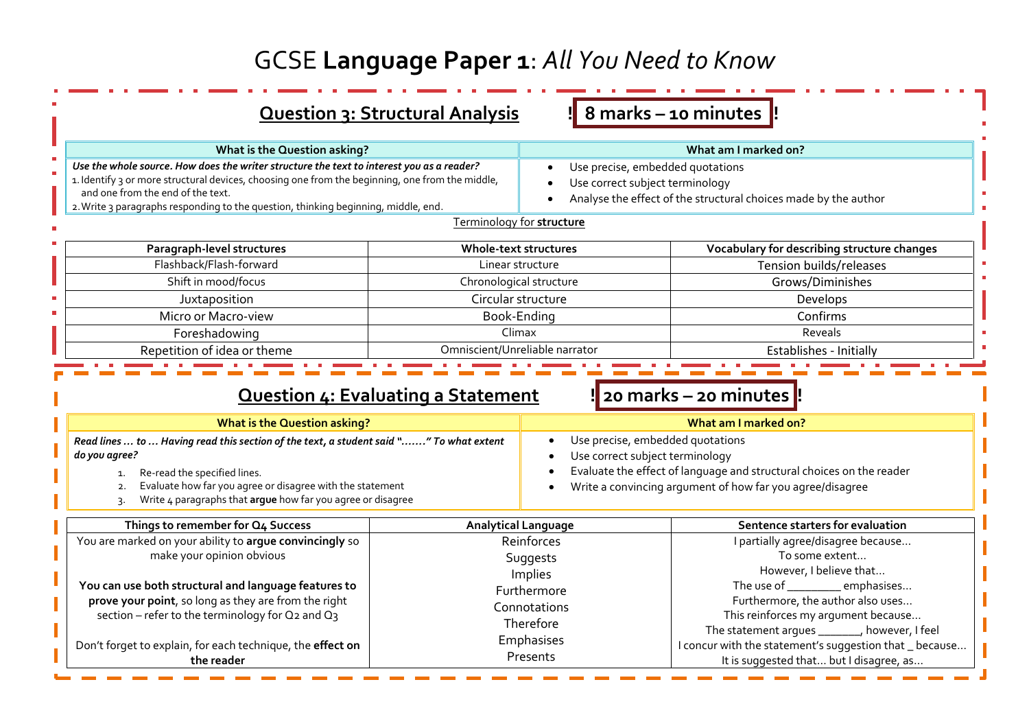# GCSE **Language Paper 1**: *All You Need to Know*

## Question 3: Structural Analysis

**! 8 marks – 10 minutes !**

| What is the Question asking? | What am I marked on? |
|---|---|
| ***Use the whole source. How does the writer structure the text to interest you as a reader?*** <br> 1. Identify 3 or more structural devices, choosing one from the beginning, one from the middle, and one from the end of the text. <br> 2. Write 3 paragraphs responding to the question, thinking beginning, middle, end. | • Use precise, embedded quotations <br> • Use correct subject terminology <br> • Analyse the effect of the structural choices made by the author |

Terminology for **structure**

| Paragraph-level structures | Whole-text structures | Vocabulary for describing structure changes |
|---|---|---|
| Flashback/Flash-forward | Linear structure | Tension builds/releases |
| Shift in mood/focus | Chronological structure | Grows/Diminishes |
| Juxtaposition | Circular structure | Develops |
| Micro or Macro-view | Book-Ending | Confirms |
| Foreshadowing | Climax | Reveals |
| Repetition of idea or theme | Omniscient/Unreliable narrator | Establishes - Initially |

## Question 4: Evaluating a Statement

**! 20 marks – 20 minutes !**

| What is the Question asking? | What am I marked on? |
|---|---|
| ***Read lines … to … Having read this section of the text, a student said "……." To what extent do you agree?*** <br> 1. Re-read the specified lines. <br> 2. Evaluate how far you agree or disagree with the statement <br> 3. Write 4 paragraphs that **argue** how far you agree or disagree | • Use precise, embedded quotations <br> • Use correct subject terminology <br> • Evaluate the effect of language and structural choices on the reader <br> • Write a convincing argument of how far you agree/disagree |

| Things to remember for Q4 Success | Analytical Language | Sentence starters for evaluation |
|---|---|---|
| You are marked on your ability to **argue convincingly** so make your opinion obvious <br><br> **You can use both structural and language features to prove your point**, so long as they are from the right section – refer to the terminology for Q2 and Q3 <br><br> Don't forget to explain, for each technique, the **effect on the reader** | Reinforces <br> Suggests <br> Implies <br> Furthermore <br> Connotations <br> Therefore <br> Emphasises <br> Presents | I partially agree/disagree because… <br> To some extent… <br> However, I believe that… <br> The use of _________ emphasises… <br> Furthermore, the author also uses… <br> This reinforces my argument because… <br> The statement argues _______, however, I feel <br> I concur with the statement's suggestion that _ because… <br> It is suggested that… but I disagree, as… |